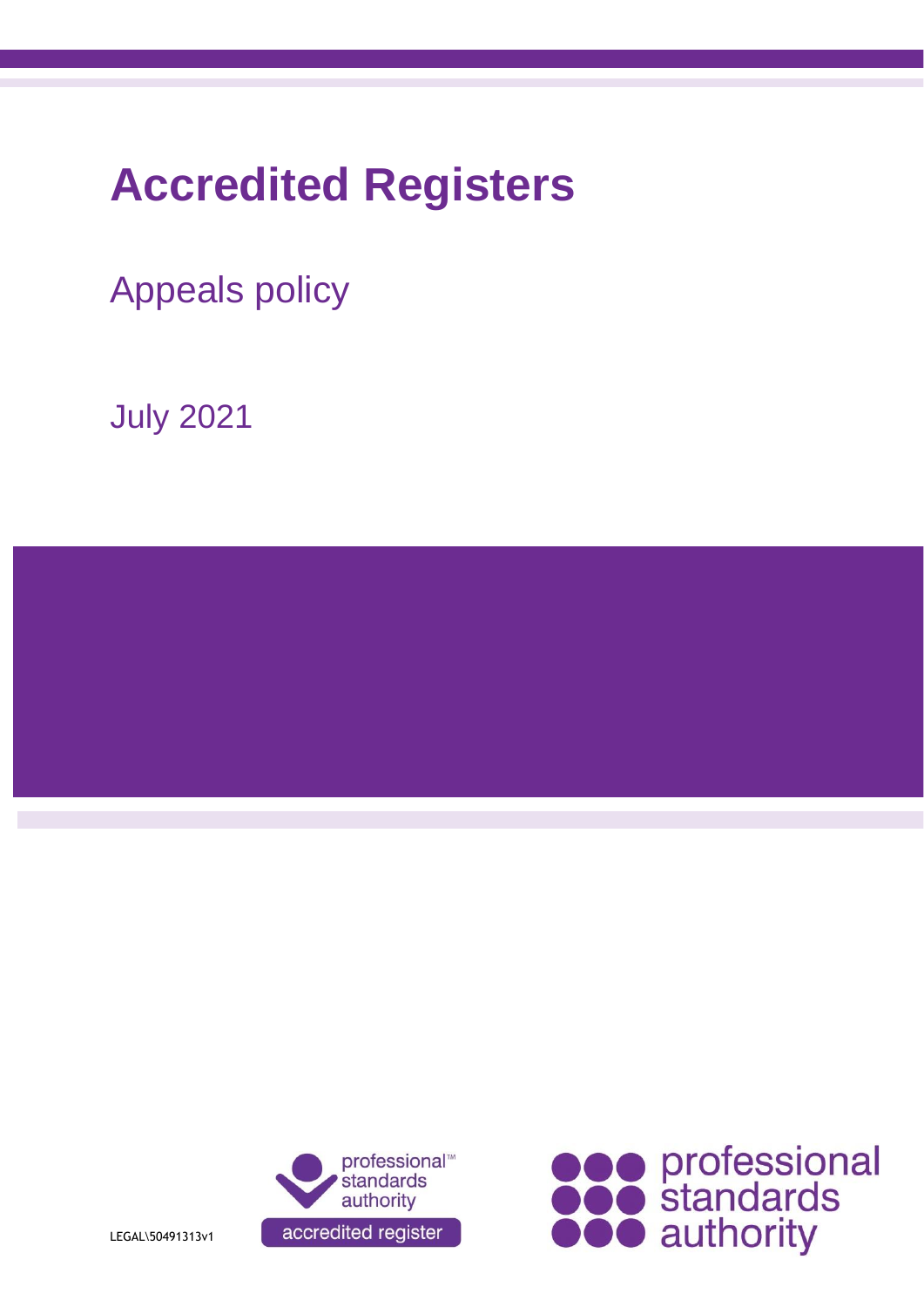# Accredited Registers

Appeals policy

July 2021

LEGAL\50491313v1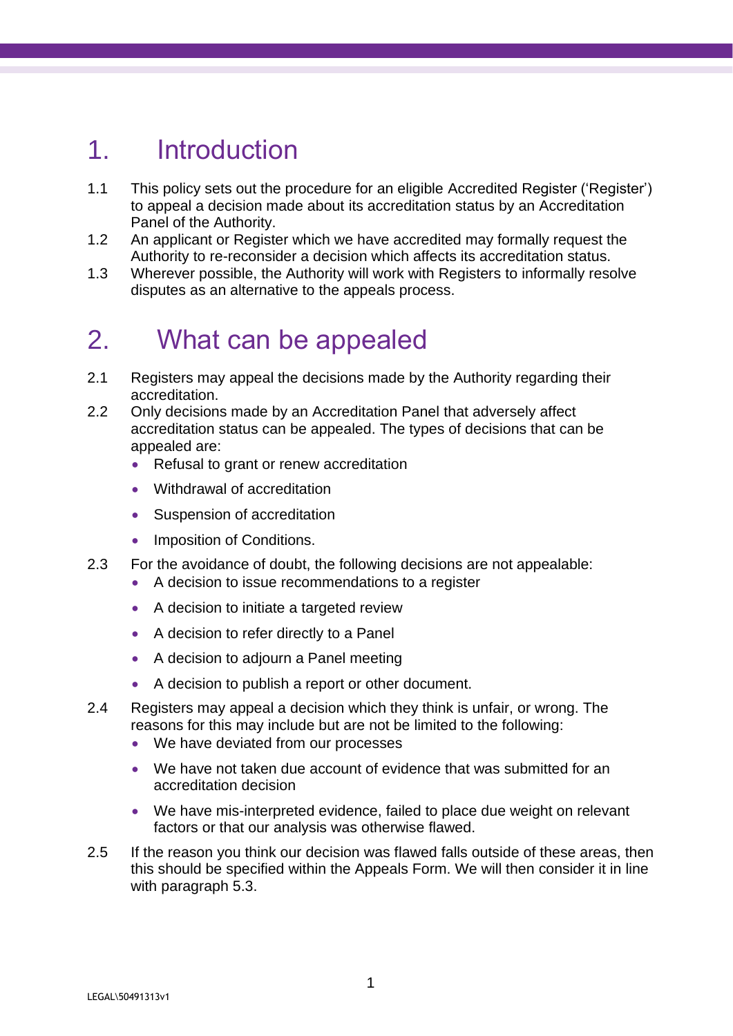# 1. Introduction

1.1 This policy sets out the procedure for an eligible Accredited Register ('Register') to appeal a decision made about its accreditation status by an Accreditation Panel of the Authority.

1.2 An applicant or Register which we have accredited may formally request the Authority to re-reconsider a decision which affects its accreditation status.

1.3 Wherever possible, the Authority will work with Registers to informally resolve disputes as an alternative to the appeals process.

# 2. What can be appealed

2.1 Registers may appeal the decisions made by the Authority regarding their accreditation.

2.2 Only decisions made by an Accreditation Panel that adversely affect accreditation status can be appealed. The types of decisions that can be appealed are:

- Refusal to grant or renew accreditation
- Withdrawal of accreditation
- Suspension of accreditation
- Imposition of Conditions.

2.3 For the avoidance of doubt, the following decisions are not appealable:

- A decision to issue recommendations to a register
- A decision to initiate a targeted review
- A decision to refer directly to a Panel
- A decision to adjourn a Panel meeting
- A decision to publish a report or other document.

2.4 Registers may appeal a decision which they think is unfair, or wrong. The reasons for this may include but are not be limited to the following:

- We have deviated from our processes
- We have not taken due account of evidence that was submitted for an accreditation decision
- We have mis-interpreted evidence, failed to place due weight on relevant factors or that our analysis was otherwise flawed.

2.5 If the reason you think our decision was flawed falls outside of these areas, then this should be specified within the Appeals Form. We will then consider it in line with paragraph 5.3.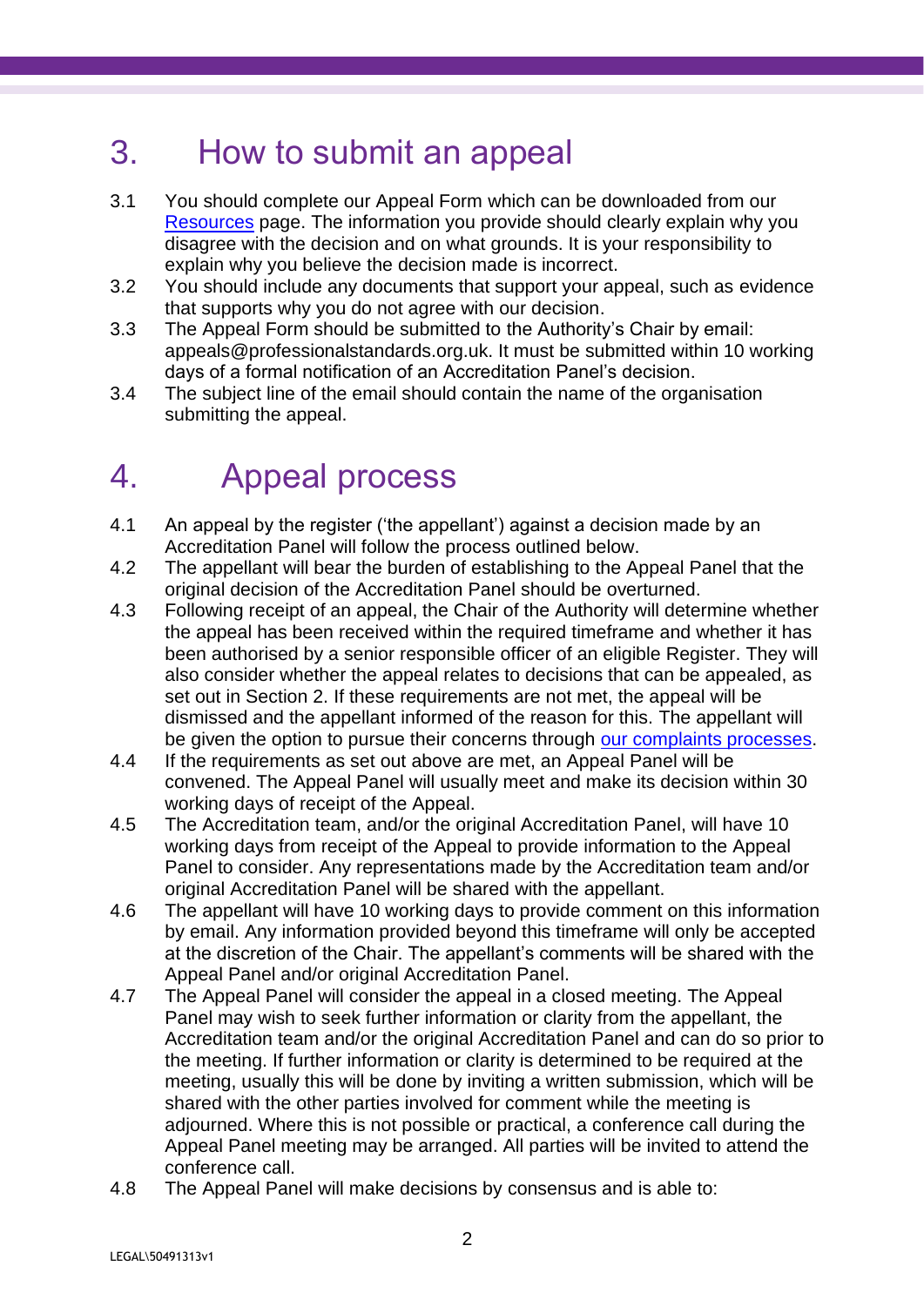## 3. How to submit an appeal

3.1 You should complete our Appeal Form which can be downloaded from our [Resources](Resources) page. The information you provide should clearly explain why you disagree with the decision and on what grounds. It is your responsibility to explain why you believe the decision made is incorrect.

3.2 You should include any documents that support your appeal, such as evidence that supports why you do not agree with our decision.

3.3 The Appeal Form should be submitted to the Authority's Chair by email: appeals@professionalstandards.org.uk. It must be submitted within 10 working days of a formal notification of an Accreditation Panel's decision.

3.4 The subject line of the email should contain the name of the organisation submitting the appeal.

## 4. Appeal process

4.1 An appeal by the register ('the appellant') against a decision made by an Accreditation Panel will follow the process outlined below.

4.2 The appellant will bear the burden of establishing to the Appeal Panel that the original decision of the Accreditation Panel should be overturned.

4.3 Following receipt of an appeal, the Chair of the Authority will determine whether the appeal has been received within the required timeframe and whether it has been authorised by a senior responsible officer of an eligible Register. They will also consider whether the appeal relates to decisions that can be appealed, as set out in Section 2. If these requirements are not met, the appeal will be dismissed and the appellant informed of the reason for this. The appellant will be given the option to pursue their concerns through our complaints processes.

4.4 If the requirements as set out above are met, an Appeal Panel will be convened. The Appeal Panel will usually meet and make its decision within 30 working days of receipt of the Appeal.

4.5 The Accreditation team, and/or the original Accreditation Panel, will have 10 working days from receipt of the Appeal to provide information to the Appeal Panel to consider. Any representations made by the Accreditation team and/or original Accreditation Panel will be shared with the appellant.

4.6 The appellant will have 10 working days to provide comment on this information by email. Any information provided beyond this timeframe will only be accepted at the discretion of the Chair. The appellant's comments will be shared with the Appeal Panel and/or original Accreditation Panel.

4.7 The Appeal Panel will consider the appeal in a closed meeting. The Appeal Panel may wish to seek further information or clarity from the appellant, the Accreditation team and/or the original Accreditation Panel and can do so prior to the meeting. If further information or clarity is determined to be required at the meeting, usually this will be done by inviting a written submission, which will be shared with the other parties involved for comment while the meeting is adjourned. Where this is not possible or practical, a conference call during the Appeal Panel meeting may be arranged. All parties will be invited to attend the conference call.

4.8 The Appeal Panel will make decisions by consensus and is able to: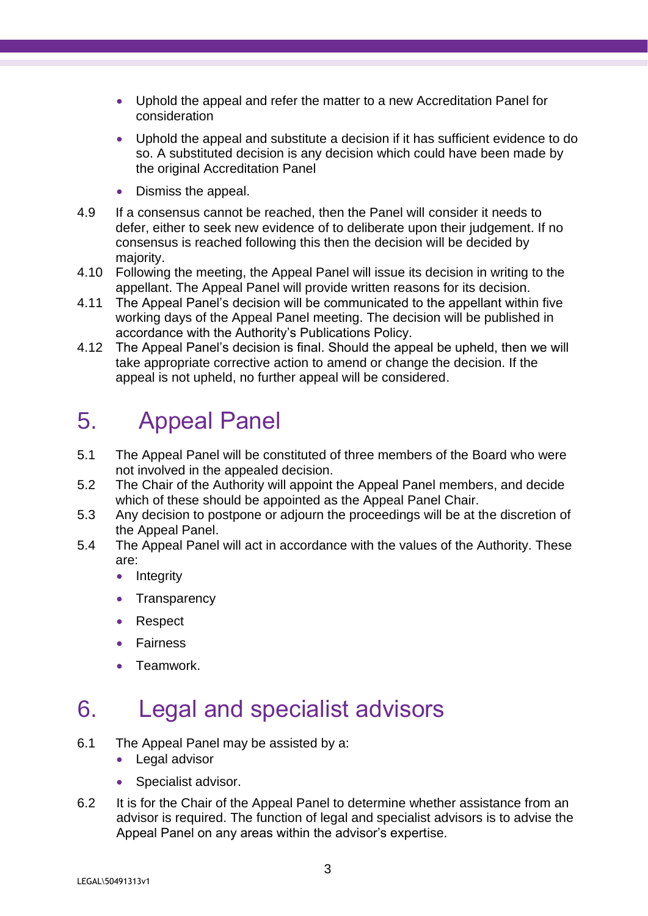- Uphold the appeal and refer the matter to a new Accreditation Panel for consideration
- Uphold the appeal and substitute a decision if it has sufficient evidence to do so. A substituted decision is any decision which could have been made by the original Accreditation Panel
- Dismiss the appeal.

4.9 If a consensus cannot be reached, then the Panel will consider it needs to defer, either to seek new evidence of to deliberate upon their judgement. If no consensus is reached following this then the decision will be decided by majority.

4.10 Following the meeting, the Appeal Panel will issue its decision in writing to the appellant. The Appeal Panel will provide written reasons for its decision.

4.11 The Appeal Panel's decision will be communicated to the appellant within five working days of the Appeal Panel meeting. The decision will be published in accordance with the Authority's Publications Policy.

4.12 The Appeal Panel's decision is final. Should the appeal be upheld, then we will take appropriate corrective action to amend or change the decision. If the appeal is not upheld, no further appeal will be considered.

# 5. Appeal Panel

5.1 The Appeal Panel will be constituted of three members of the Board who were not involved in the appealed decision.

5.2 The Chair of the Authority will appoint the Appeal Panel members, and decide which of these should be appointed as the Appeal Panel Chair.

5.3 Any decision to postpone or adjourn the proceedings will be at the discretion of the Appeal Panel.

5.4 The Appeal Panel will act in accordance with the values of the Authority. These are:

- Integrity
- Transparency
- Respect
- Fairness
- Teamwork.

# 6. Legal and specialist advisors

6.1 The Appeal Panel may be assisted by a:

- Legal advisor
- Specialist advisor.

6.2 It is for the Chair of the Appeal Panel to determine whether assistance from an advisor is required. The function of legal and specialist advisors is to advise the Appeal Panel on any areas within the advisor's expertise.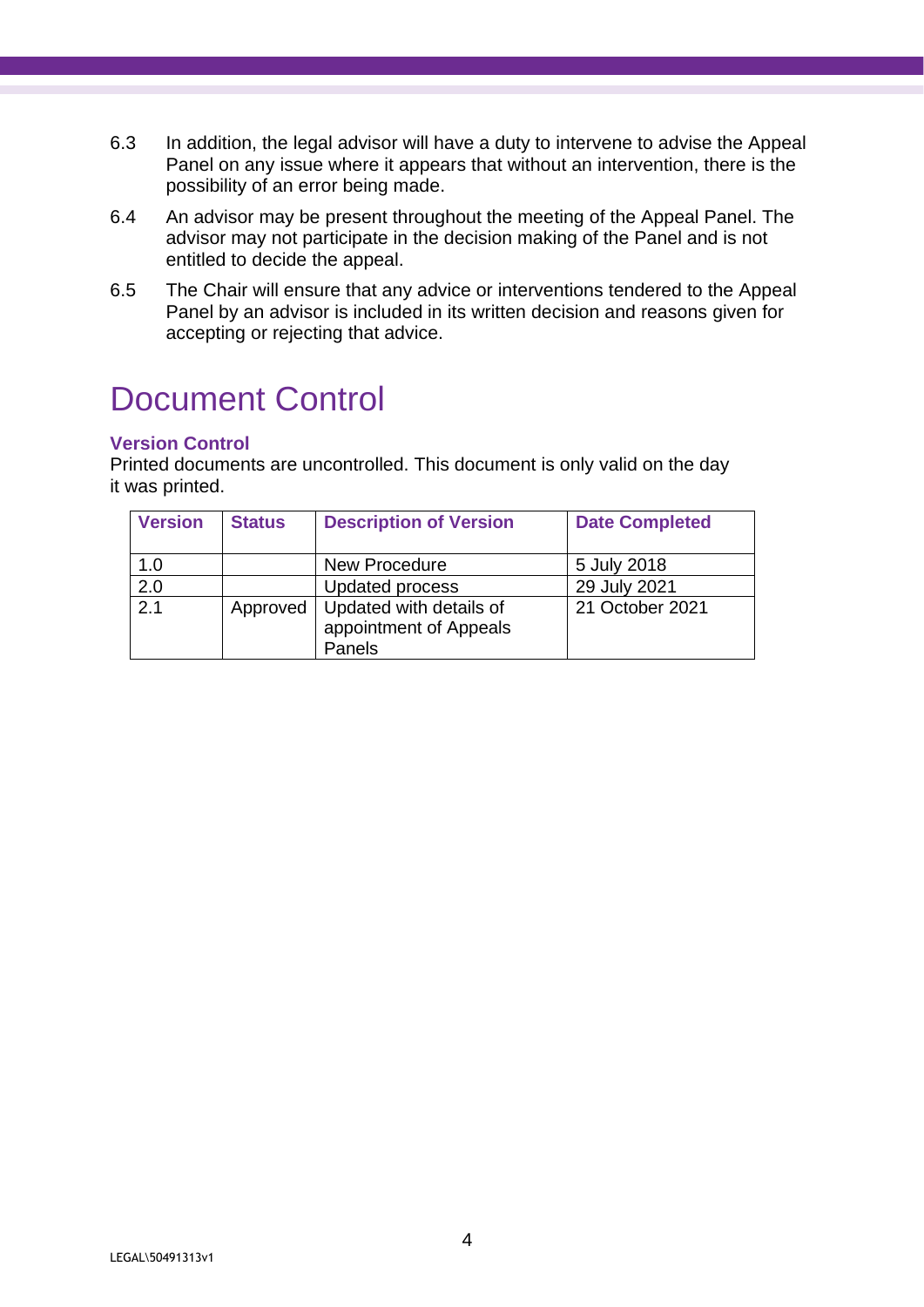6.3 In addition, the legal advisor will have a duty to intervene to advise the Appeal Panel on any issue where it appears that without an intervention, there is the possibility of an error being made.

6.4 An advisor may be present throughout the meeting of the Appeal Panel. The advisor may not participate in the decision making of the Panel and is not entitled to decide the appeal.

6.5 The Chair will ensure that any advice or interventions tendered to the Appeal Panel by an advisor is included in its written decision and reasons given for accepting or rejecting that advice.

# Document Control

**Version Control**

Printed documents are uncontrolled. This document is only valid on the day it was printed.

| Version | Status | Description of Version | Date Completed |
|---|---|---|---|
| 1.0 | | New Procedure | 5 July 2018 |
| 2.0 | | Updated process | 29 July 2021 |
| 2.1 | Approved | Updated with details of appointment of Appeals Panels | 21 October 2021 |

LEGAL\50491313v1